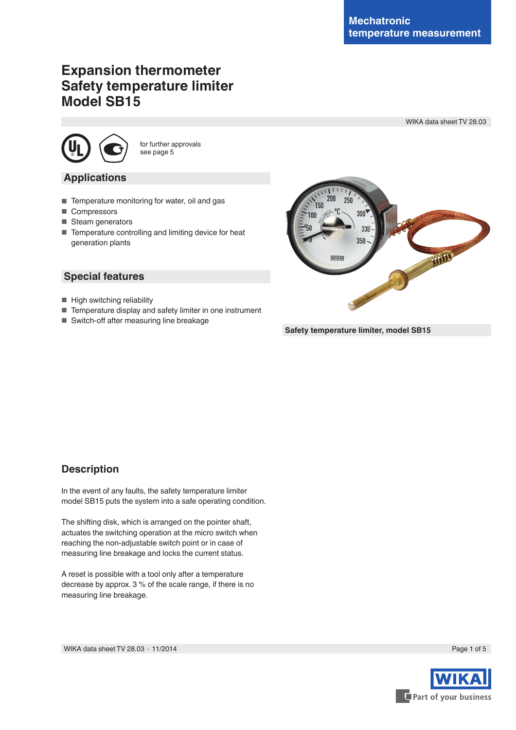Mechatronic temperature measurement

# Expansion thermometer
# Safety temperature limiter
# Model SB15

WIKA data sheet TV 28.03

for further approvals see page 5

## Applications

- Temperature monitoring for water, oil and gas
- Compressors
- Steam generators
- Temperature controlling and limiting device for heat generation plants

## Special features

- High switching reliability
- Temperature display and safety limiter in one instrument
- Switch-off after measuring line breakage

Safety temperature limiter, model SB15

## Description

In the event of any faults, the safety temperature limiter model SB15 puts the system into a safe operating condition.

The shifting disk, which is arranged on the pointer shaft, actuates the switching operation at the micro switch when reaching the non-adjustable switch point or in case of measuring line breakage and locks the current status.

A reset is possible with a tool only after a temperature decrease by approx. 3 % of the scale range, if there is no measuring line breakage.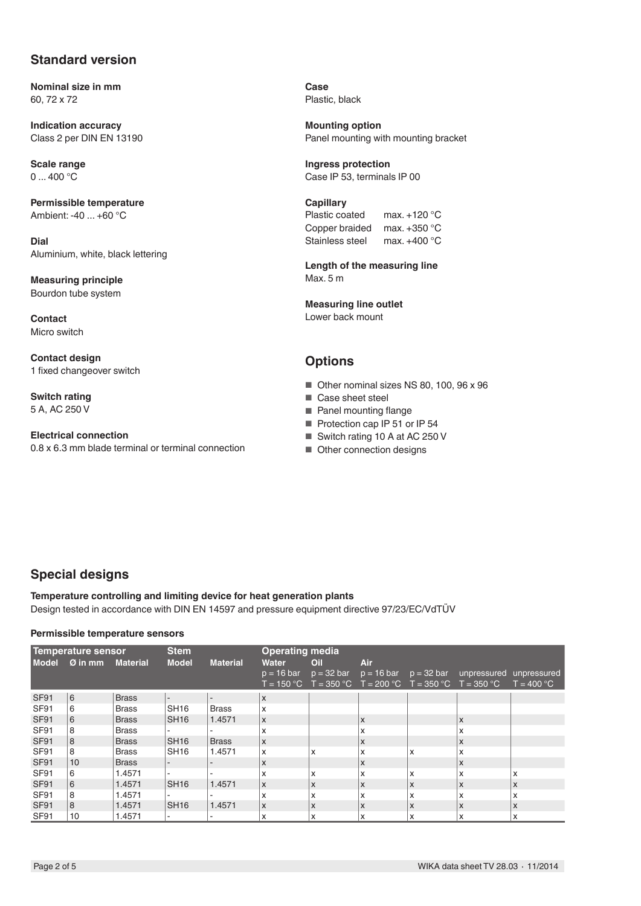## Standard version

**Nominal size in mm**
60, 72 x 72

**Indication accuracy**
Class 2 per DIN EN 13190

**Scale range**
0 ... 400 °C

**Permissible temperature**
Ambient: -40 ... +60 °C

**Dial**
Aluminium, white, black lettering

**Measuring principle**
Bourdon tube system

**Contact**
Micro switch

**Contact design**
1 fixed changeover switch

**Switch rating**
5 A, AC 250 V

**Electrical connection**
0.8 x 6.3 mm blade terminal or terminal connection

**Case**
Plastic, black

**Mounting option**
Panel mounting with mounting bracket

**Ingress protection**
Case IP 53, terminals IP 00

**Capillary**

| | |
|---|---|
| Plastic coated | max. +120 °C |
| Copper braided | max. +350 °C |
| Stainless steel | max. +400 °C |

**Length of the measuring line**
Max. 5 m

**Measuring line outlet**
Lower back mount

## Options

- Other nominal sizes NS 80, 100, 96 x 96
- Case sheet steel
- Panel mounting flange
- Protection cap IP 51 or IP 54
- Switch rating 10 A at AC 250 V
- Other connection designs

## Special designs

**Temperature controlling and limiting device for heat generation plants**
Design tested in accordance with DIN EN 14597 and pressure equipment directive 97/23/EC/VdTÜV

**Permissible temperature sensors**

| Temperature sensor | | | Stem | | Operating media | | | | | |
|---|---|---|---|---|---|---|---|---|---|---|
| Model | Ø in mm | Material | Model | Material | Water p = 16 bar T = 150 °C | Oil p = 32 bar T = 350 °C | Air p = 16 bar T = 200 °C | p = 32 bar T = 350 °C | unpressured T = 350 °C | unpressured T = 400 °C |
| SF91 | 6 | Brass | - | - | x | | | | | |
| SF91 | 6 | Brass | SH16 | Brass | x | | | | | |
| SF91 | 6 | Brass | SH16 | 1.4571 | x | | x | | x | |
| SF91 | 8 | Brass | - | - | x | | x | | x | |
| SF91 | 8 | Brass | SH16 | Brass | x | | x | | x | |
| SF91 | 8 | Brass | SH16 | 1.4571 | x | x | x | x | x | |
| SF91 | 10 | Brass | - | - | x | | x | | x | |
| SF91 | 6 | 1.4571 | - | - | x | x | x | x | x | x |
| SF91 | 6 | 1.4571 | SH16 | 1.4571 | x | x | x | x | x | x |
| SF91 | 8 | 1.4571 | - | - | x | x | x | x | x | x |
| SF91 | 8 | 1.4571 | SH16 | 1.4571 | x | x | x | x | x | x |
| SF91 | 10 | 1.4571 | - | - | x | x | x | x | x | x |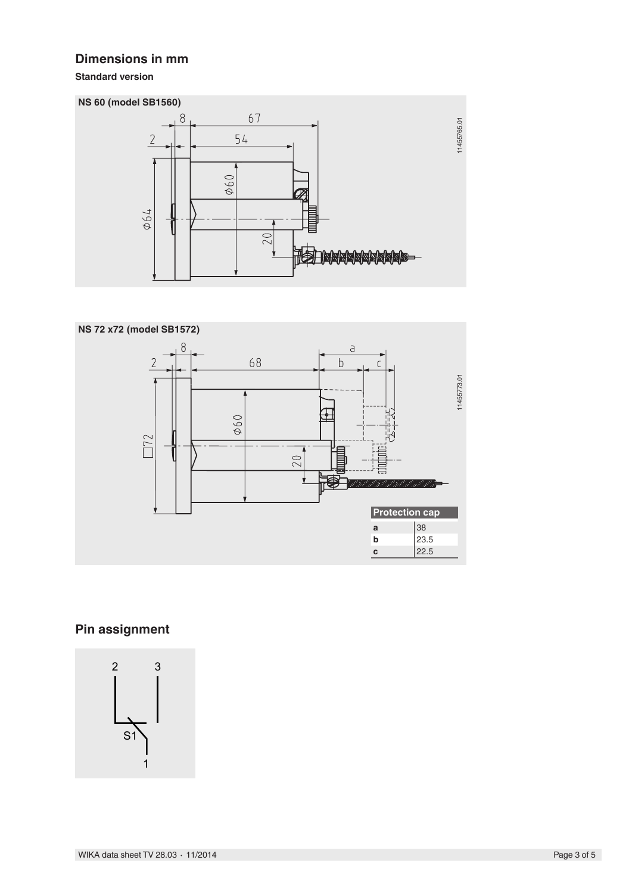## Dimensions in mm

**Standard version**

**NS 60 (model SB1560)**

8
67
2
54
Ø60
Ø64
20
11455765.01

**NS 72 x72 (model SB1572)**

8
a
2
68
b
c
Ø60
□72
20
11455773.01

| Protection cap | |
| --- | --- |
| a | 38 |
| b | 23.5 |
| c | 22.5 |

## Pin assignment

2
3
S1
1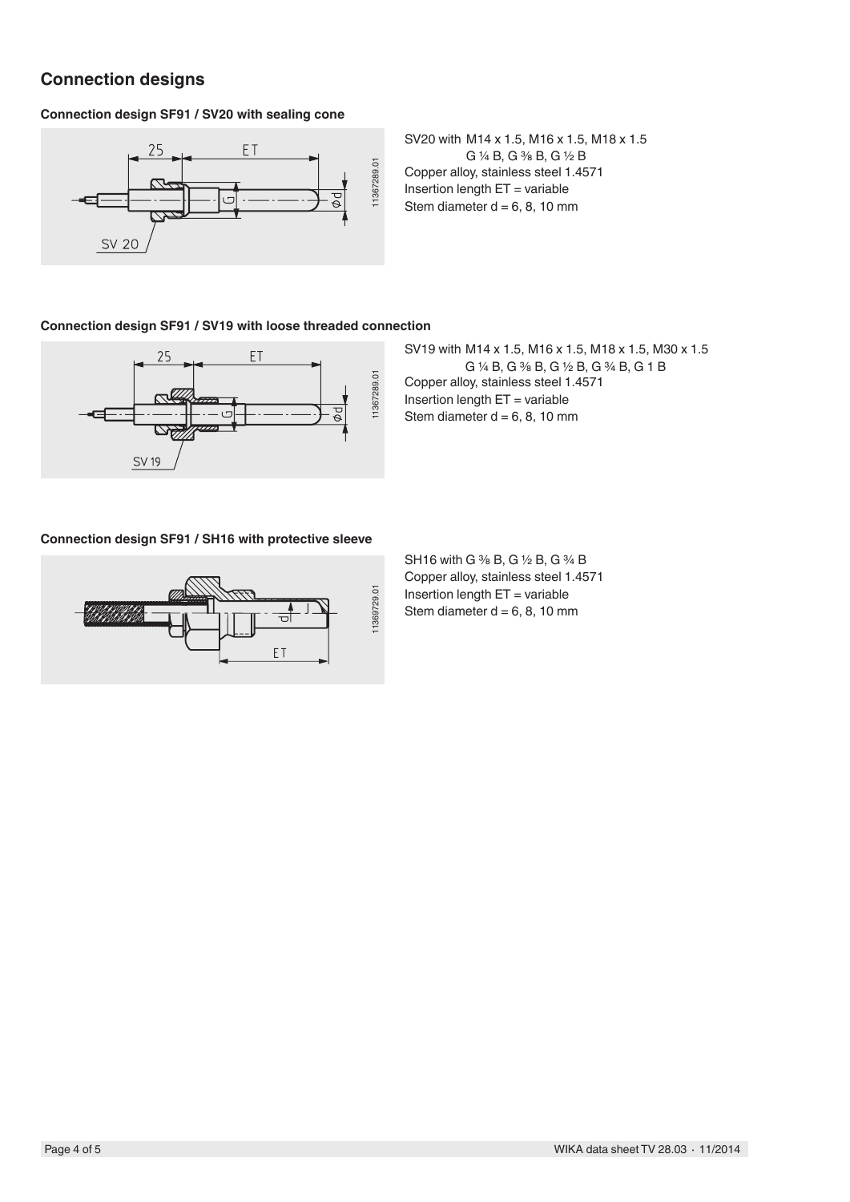## Connection designs

### Connection design SF91 / SV20 with sealing cone

25

ET

G

Ød

SV 20

11367289.01

SV20 with M14 x 1.5, M16 x 1.5, M18 x 1.5
G ¼ B, G ⅜ B, G ½ B
Copper alloy, stainless steel 1.4571
Insertion length ET = variable
Stem diameter d = 6, 8, 10 mm

### Connection design SF91 / SV19 with loose threaded connection

25

ET

G

Ød

SV 19

11367289.01

SV19 with M14 x 1.5, M16 x 1.5, M18 x 1.5, M30 x 1.5
G ¼ B, G ⅜ B, G ½ B, G ¾ B, G 1 B
Copper alloy, stainless steel 1.4571
Insertion length ET = variable
Stem diameter d = 6, 8, 10 mm

### Connection design SF91 / SH16 with protective sleeve

d

ET

11369729.01

SH16 with G ⅜ B, G ½ B, G ¾ B
Copper alloy, stainless steel 1.4571
Insertion length ET = variable
Stem diameter d = 6, 8, 10 mm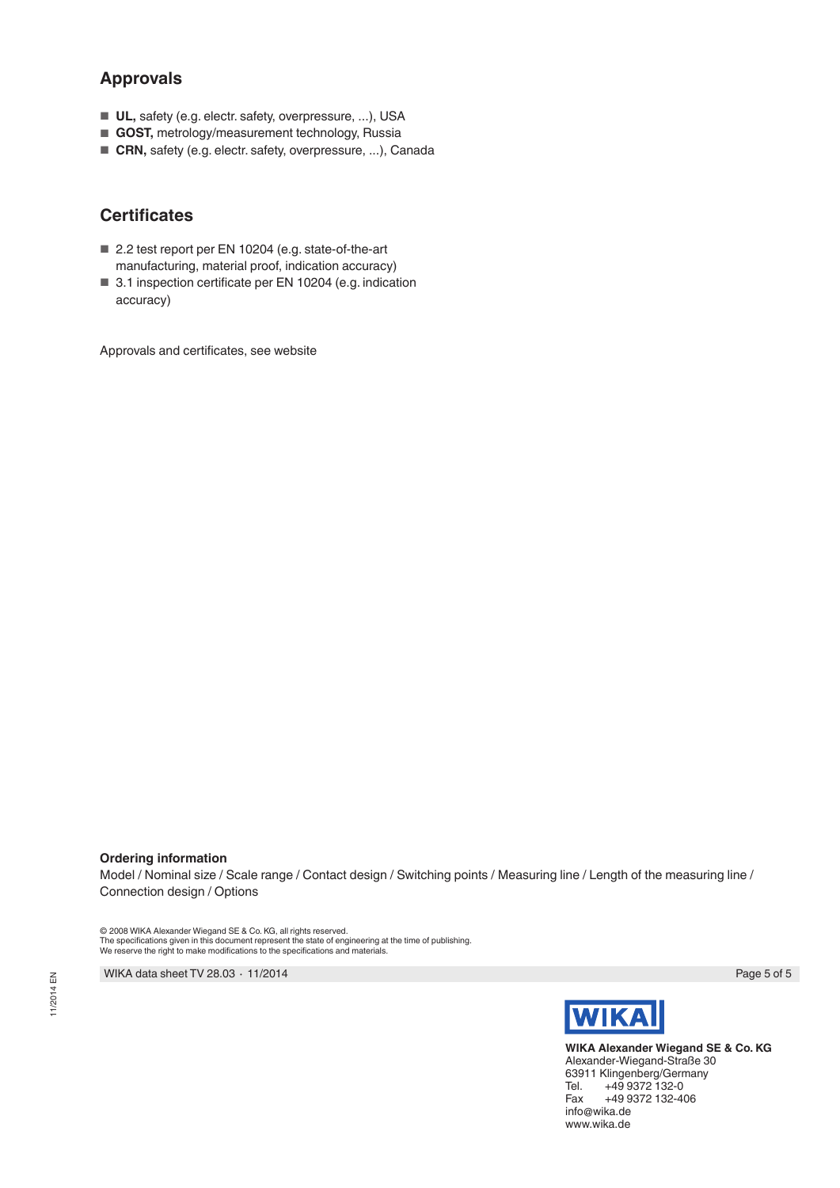## Approvals

- **UL,** safety (e.g. electr. safety, overpressure, ...), USA
- **GOST,** metrology/measurement technology, Russia
- **CRN,** safety (e.g. electr. safety, overpressure, ...), Canada

## Certificates

- 2.2 test report per EN 10204 (e.g. state-of-the-art manufacturing, material proof, indication accuracy)
- 3.1 inspection certificate per EN 10204 (e.g. indication accuracy)

Approvals and certificates, see website

**Ordering information**

Model / Nominal size / Scale range / Contact design / Switching points / Measuring line / Length of the measuring line / Connection design / Options

© 2008 WIKA Alexander Wiegand SE & Co. KG, all rights reserved.
The specifications given in this document represent the state of engineering at the time of publishing.
We reserve the right to make modifications to the specifications and materials.

**WIKA Alexander Wiegand SE & Co. KG**
Alexander-Wiegand-Straße 30
63911 Klingenberg/Germany
Tel. +49 9372 132-0
Fax +49 9372 132-406
info@wika.de
www.wika.de